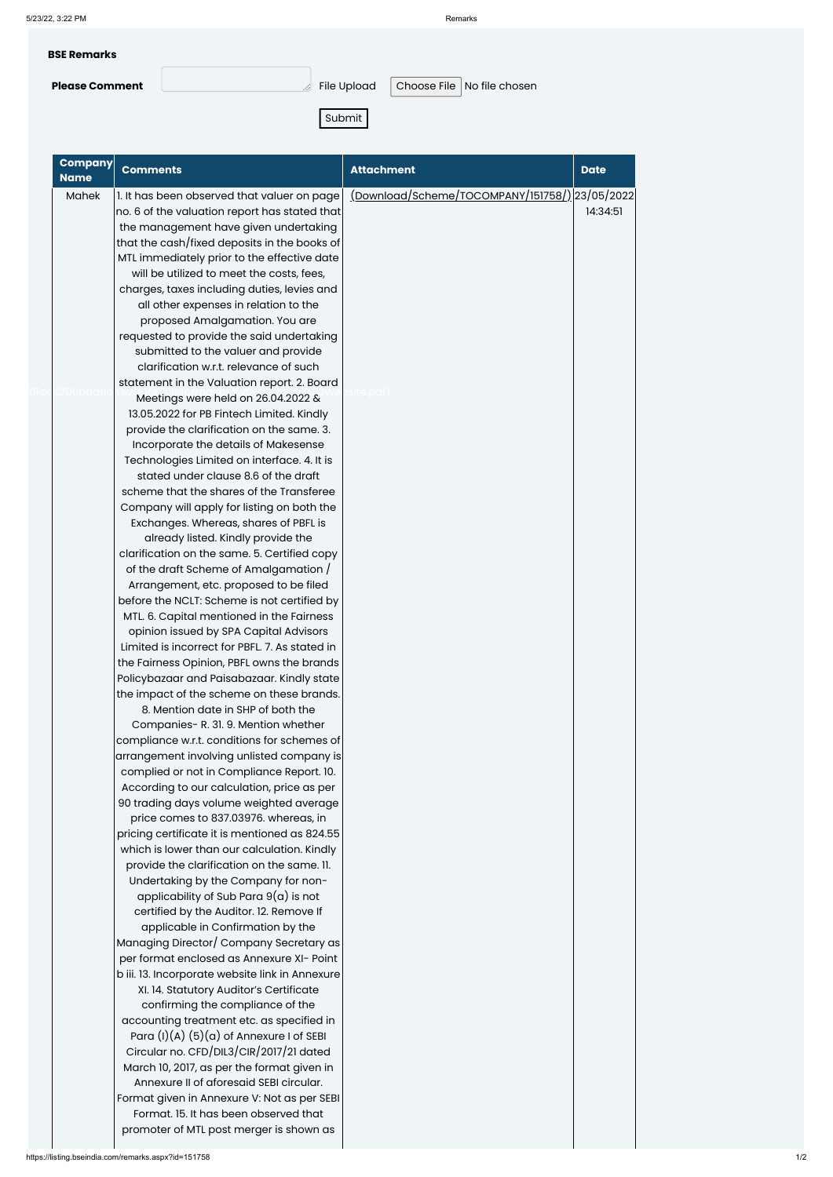**BSE Remarks**

**Please Comment** File Upload Choose File No file chosen

Submit

| Company Name | Comments | Attachment | Date |
|---|---|---|---|
| Mahek | 1. It has been observed that valuer on page no. 6 of the valuation report has stated that the management have given undertaking that the cash/fixed deposits in the books of MTL immediately prior to the effective date will be utilized to meet the costs, fees, charges, taxes including duties, levies and all other expenses in relation to the proposed Amalgamation. You are requested to provide the said undertaking submitted to the valuer and provide clarification w.r.t. relevance of such statement in the Valuation report. 2. Board Meetings were held on 26.04.2022 & 13.05.2022 for PB Fintech Limited. Kindly provide the clarification on the same. 3. Incorporate the details of Makesense Technologies Limited on interface. 4. It is stated under clause 8.6 of the draft scheme that the shares of the Transferee Company will apply for listing on both the Exchanges. Whereas, shares of PBFL is already listed. Kindly provide the clarification on the same. 5. Certified copy of the draft Scheme of Amalgamation / Arrangement, etc. proposed to be filed before the NCLT: Scheme is not certified by MTL. 6. Capital mentioned in the Fairness opinion issued by SPA Capital Advisors Limited is incorrect for PBFL. 7. As stated in the Fairness Opinion, PBFL owns the brands Policybazaar and Paisabazaar. Kindly state the impact of the scheme on these brands. 8. Mention date in SHP of both the Companies- R. 31. 9. Mention whether compliance w.r.t. conditions for schemes of arrangement involving unlisted company is complied or not in Compliance Report. 10. According to our calculation, price as per 90 trading days volume weighted average price comes to 837.03976. whereas, in pricing certificate it is mentioned as 824.55 which is lower than our calculation. Kindly provide the clarification on the same. 11. Undertaking by the Company for non-applicability of Sub Para 9(a) is not certified by the Auditor. 12. Remove If applicable in Confirmation by the Managing Director/ Company Secretary as per format enclosed as Annexure XI- Point b iii. 13. Incorporate website link in Annexure XI. 14. Statutory Auditor's Certificate confirming the compliance of the accounting treatment etc. as specified in Para (I)(A) (5)(a) of Annexure I of SEBI Circular no. CFD/DIL3/CIR/2017/21 dated March 10, 2017, as per the format given in Annexure II of aforesaid SEBI circular. Format given in Annexure V: Not as per SEBI Format. 15. It has been observed that promoter of MTL post merger is shown as | (Download/Scheme/TOCOMPANY/151758/) | 23/05/2022 14:34:51 |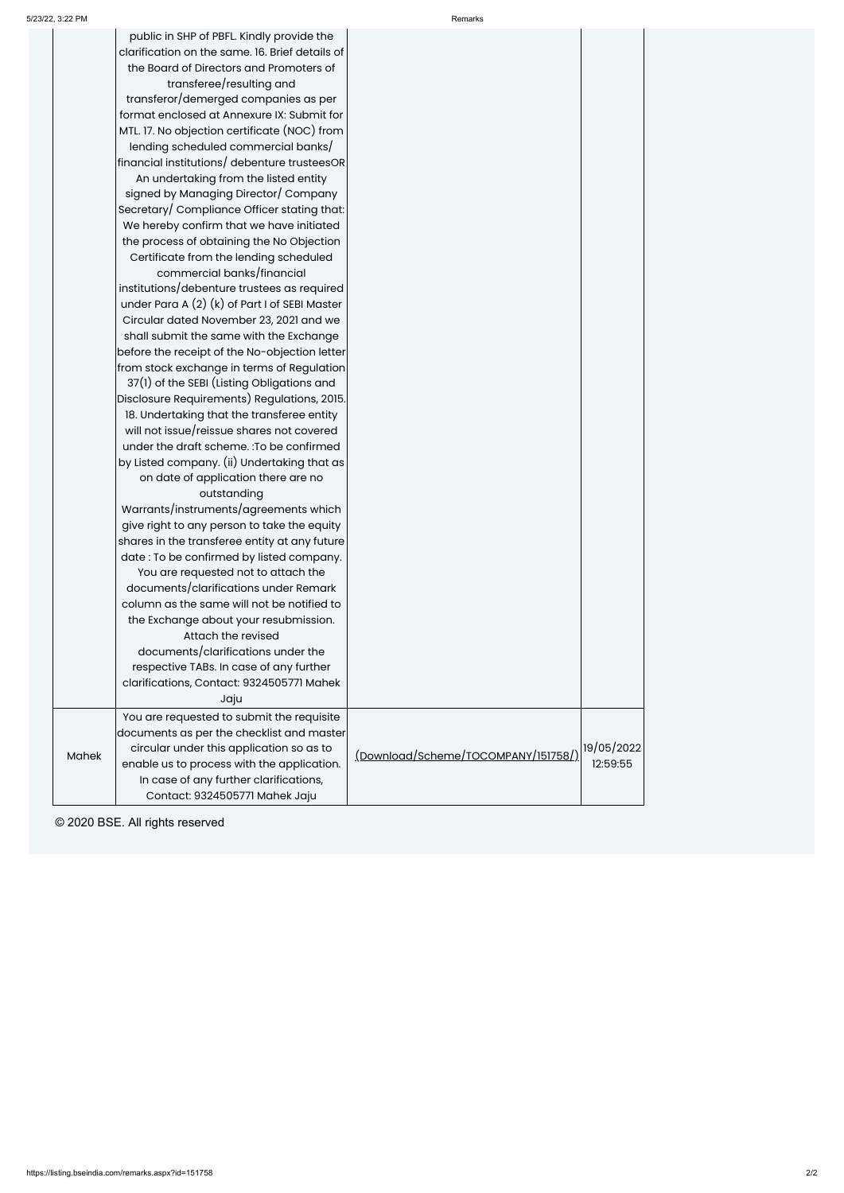| | | | |
|---|---|---|---|
| | public in SHP of PBFL. Kindly provide the clarification on the same. 16. Brief details of the Board of Directors and Promoters of transferee/resulting and transferor/demerged companies as per format enclosed at Annexure IX: Submit for MTL. 17. No objection certificate (NOC) from lending scheduled commercial banks/ financial institutions/ debenture trusteesOR An undertaking from the listed entity signed by Managing Director/ Company Secretary/ Compliance Officer stating that: We hereby confirm that we have initiated the process of obtaining the No Objection Certificate from the lending scheduled commercial banks/financial institutions/debenture trustees as required under Para A (2) (k) of Part I of SEBI Master Circular dated November 23, 2021 and we shall submit the same with the Exchange before the receipt of the No-objection letter from stock exchange in terms of Regulation 37(1) of the SEBI (Listing Obligations and Disclosure Requirements) Regulations, 2015. 18. Undertaking that the transferee entity will not issue/reissue shares not covered under the draft scheme. :To be confirmed by Listed company. (ii) Undertaking that as on date of application there are no outstanding Warrants/instruments/agreements which give right to any person to take the equity shares in the transferee entity at any future date : To be confirmed by listed company. You are requested not to attach the documents/clarifications under Remark column as the same will not be notified to the Exchange about your resubmission. Attach the revised documents/clarifications under the respective TABs. In case of any further clarifications, Contact: 9324505771 Mahek Jaju | | |
| Mahek | You are requested to submit the requisite documents as per the checklist and master circular under this application so as to enable us to process with the application. In case of any further clarifications, Contact: 9324505771 Mahek Jaju | (Download/Scheme/TOCOMPANY/151758/) | 19/05/2022 12:59:55 |

© 2020 BSE. All rights reserved